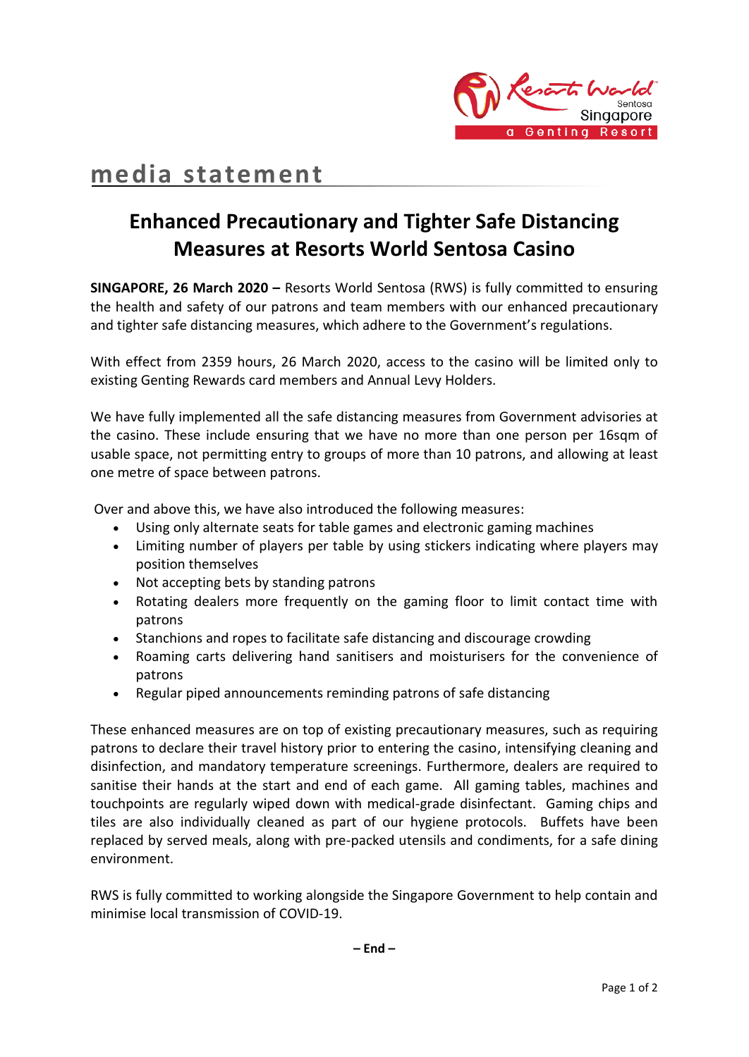media statement

# Enhanced Precautionary and Tighter Safe Distancing Measures at Resorts World Sentosa Casino

**SINGAPORE, 26 March 2020 –** Resorts World Sentosa (RWS) is fully committed to ensuring the health and safety of our patrons and team members with our enhanced precautionary and tighter safe distancing measures, which adhere to the Government's regulations.

With effect from 2359 hours, 26 March 2020, access to the casino will be limited only to existing Genting Rewards card members and Annual Levy Holders.

We have fully implemented all the safe distancing measures from Government advisories at the casino. These include ensuring that we have no more than one person per 16sqm of usable space, not permitting entry to groups of more than 10 patrons, and allowing at least one metre of space between patrons.

Over and above this, we have also introduced the following measures:

- Using only alternate seats for table games and electronic gaming machines
- Limiting number of players per table by using stickers indicating where players may position themselves
- Not accepting bets by standing patrons
- Rotating dealers more frequently on the gaming floor to limit contact time with patrons
- Stanchions and ropes to facilitate safe distancing and discourage crowding
- Roaming carts delivering hand sanitisers and moisturisers for the convenience of patrons
- Regular piped announcements reminding patrons of safe distancing

These enhanced measures are on top of existing precautionary measures, such as requiring patrons to declare their travel history prior to entering the casino, intensifying cleaning and disinfection, and mandatory temperature screenings. Furthermore, dealers are required to sanitise their hands at the start and end of each game. All gaming tables, machines and touchpoints are regularly wiped down with medical-grade disinfectant. Gaming chips and tiles are also individually cleaned as part of our hygiene protocols. Buffets have been replaced by served meals, along with pre-packed utensils and condiments, for a safe dining environment.

RWS is fully committed to working alongside the Singapore Government to help contain and minimise local transmission of COVID-19.

**– End –**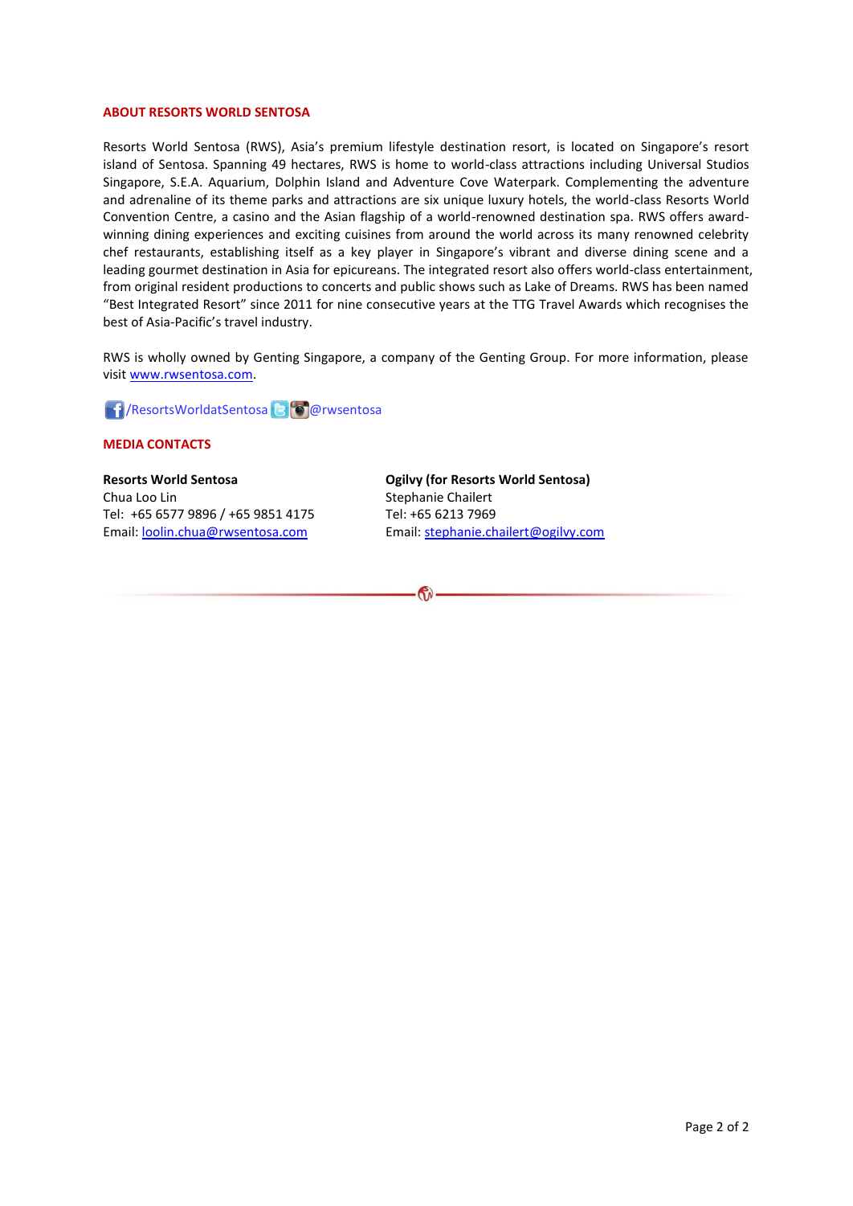## ABOUT RESORTS WORLD SENTOSA

Resorts World Sentosa (RWS), Asia's premium lifestyle destination resort, is located on Singapore's resort island of Sentosa. Spanning 49 hectares, RWS is home to world-class attractions including Universal Studios Singapore, S.E.A. Aquarium, Dolphin Island and Adventure Cove Waterpark. Complementing the adventure and adrenaline of its theme parks and attractions are six unique luxury hotels, the world-class Resorts World Convention Centre, a casino and the Asian flagship of a world-renowned destination spa. RWS offers award-winning dining experiences and exciting cuisines from around the world across its many renowned celebrity chef restaurants, establishing itself as a key player in Singapore's vibrant and diverse dining scene and a leading gourmet destination in Asia for epicureans. The integrated resort also offers world-class entertainment, from original resident productions to concerts and public shows such as Lake of Dreams. RWS has been named "Best Integrated Resort" since 2011 for nine consecutive years at the TTG Travel Awards which recognises the best of Asia-Pacific's travel industry.

RWS is wholly owned by Genting Singapore, a company of the Genting Group. For more information, please visit [www.rwsentosa.com](http://www.rwsentosa.com).

/ResortsWorldatSentosa @rwsentosa

## MEDIA CONTACTS

**Resorts World Sentosa**
Chua Loo Lin
Tel: +65 6577 9896 / +65 9851 4175
Email: loolin.chua@rwsentosa.com

**Ogilvy (for Resorts World Sentosa)**
Stephanie Chailert
Tel: +65 6213 7969
Email: stephanie.chailert@ogilvy.com